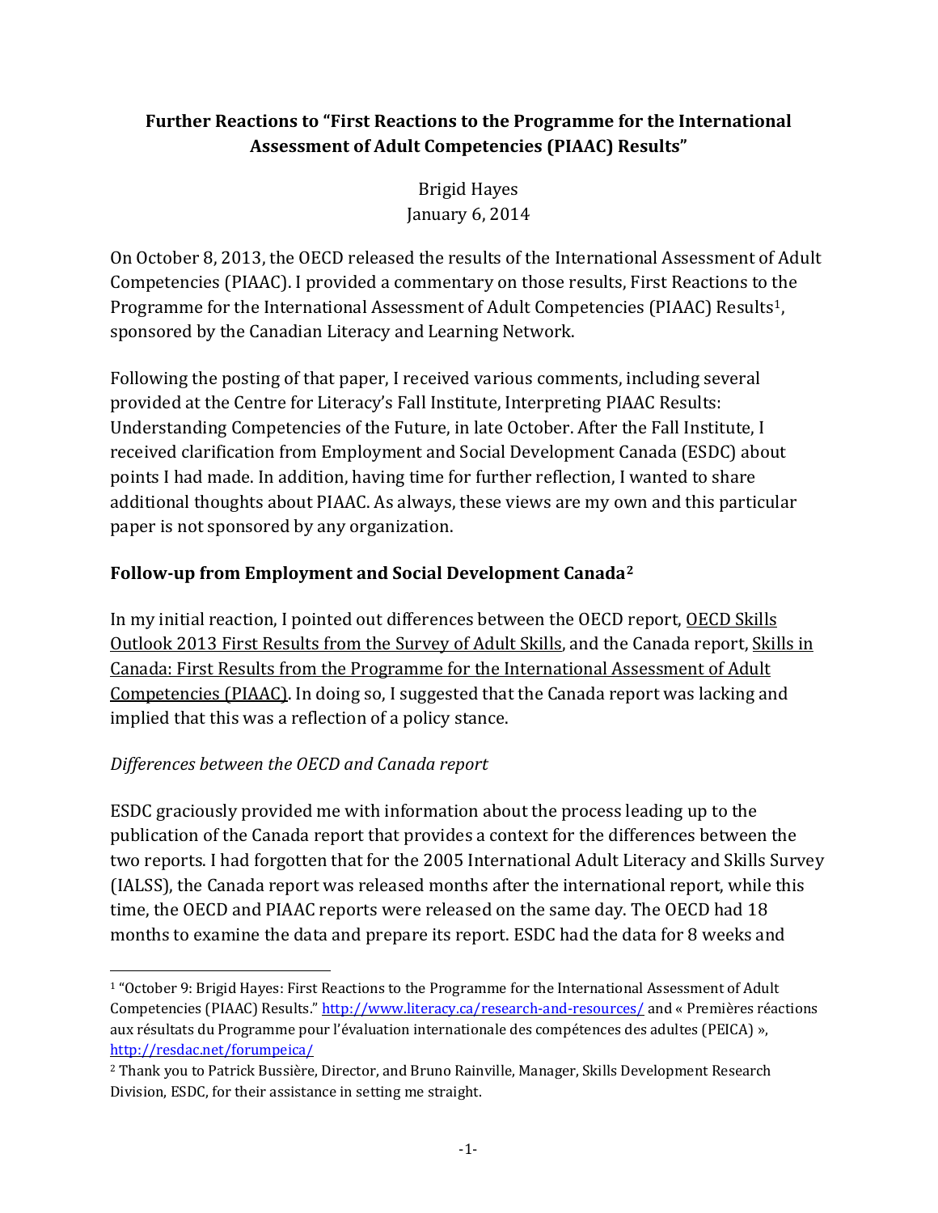# Further Reactions to "First Reactions to the Programme for the International Assessment of Adult Competencies (PIAAC) Results"

Brigid Hayes
January 6, 2014

On October 8, 2013, the OECD released the results of the International Assessment of Adult Competencies (PIAAC). I provided a commentary on those results, First Reactions to the Programme for the International Assessment of Adult Competencies (PIAAC) Results[1], sponsored by the Canadian Literacy and Learning Network.

Following the posting of that paper, I received various comments, including several provided at the Centre for Literacy's Fall Institute, Interpreting PIAAC Results: Understanding Competencies of the Future, in late October. After the Fall Institute, I received clarification from Employment and Social Development Canada (ESDC) about points I had made. In addition, having time for further reflection, I wanted to share additional thoughts about PIAAC. As always, these views are my own and this particular paper is not sponsored by any organization.

## Follow-up from Employment and Social Development Canada[2]

In my initial reaction, I pointed out differences between the OECD report, OECD Skills Outlook 2013 First Results from the Survey of Adult Skills, and the Canada report, Skills in Canada: First Results from the Programme for the International Assessment of Adult Competencies (PIAAC). In doing so, I suggested that the Canada report was lacking and implied that this was a reflection of a policy stance.

### *Differences between the OECD and Canada report*

ESDC graciously provided me with information about the process leading up to the publication of the Canada report that provides a context for the differences between the two reports. I had forgotten that for the 2005 International Adult Literacy and Skills Survey (IALSS), the Canada report was released months after the international report, while this time, the OECD and PIAAC reports were released on the same day. The OECD had 18 months to examine the data and prepare its report. ESDC had the data for 8 weeks and

---

[1] "October 9: Brigid Hayes: First Reactions to the Programme for the International Assessment of Adult Competencies (PIAAC) Results." http://www.literacy.ca/research-and-resources/ and « Premières réactions aux résultats du Programme pour l'évaluation internationale des compétences des adultes (PEICA) », http://resdac.net/forumpeica/

[2] Thank you to Patrick Bussière, Director, and Bruno Rainville, Manager, Skills Development Research Division, ESDC, for their assistance in setting me straight.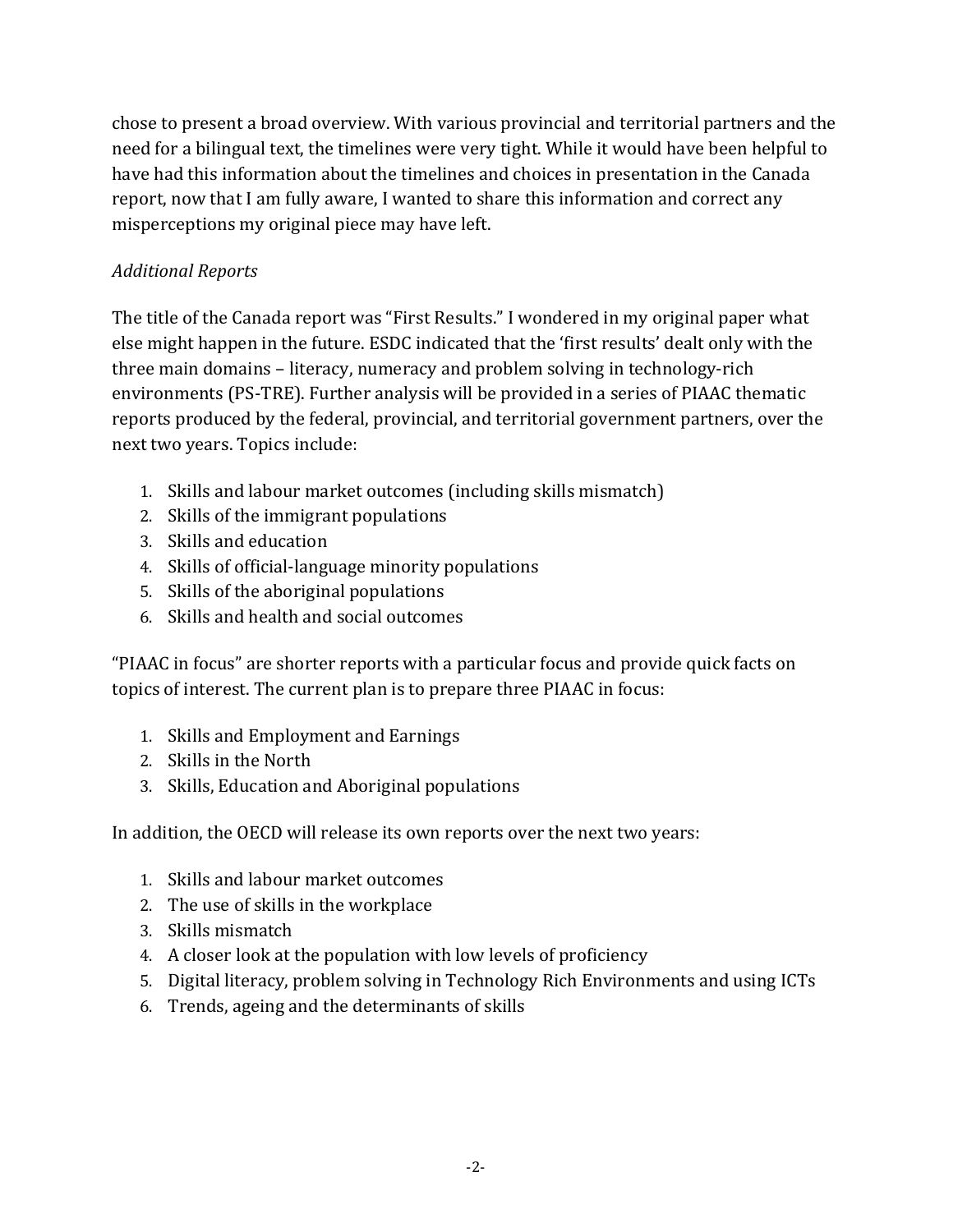chose to present a broad overview. With various provincial and territorial partners and the need for a bilingual text, the timelines were very tight. While it would have been helpful to have had this information about the timelines and choices in presentation in the Canada report, now that I am fully aware, I wanted to share this information and correct any misperceptions my original piece may have left.

*Additional Reports*

The title of the Canada report was “First Results.” I wondered in my original paper what else might happen in the future. ESDC indicated that the ‘first results’ dealt only with the three main domains – literacy, numeracy and problem solving in technology-rich environments (PS-TRE). Further analysis will be provided in a series of PIAAC thematic reports produced by the federal, provincial, and territorial government partners, over the next two years. Topics include:

1. Skills and labour market outcomes (including skills mismatch)
2. Skills of the immigrant populations
3. Skills and education
4. Skills of official-language minority populations
5. Skills of the aboriginal populations
6. Skills and health and social outcomes

“PIAAC in focus” are shorter reports with a particular focus and provide quick facts on topics of interest. The current plan is to prepare three PIAAC in focus:

1. Skills and Employment and Earnings
2. Skills in the North
3. Skills, Education and Aboriginal populations

In addition, the OECD will release its own reports over the next two years:

1. Skills and labour market outcomes
2. The use of skills in the workplace
3. Skills mismatch
4. A closer look at the population with low levels of proficiency
5. Digital literacy, problem solving in Technology Rich Environments and using ICTs
6. Trends, ageing and the determinants of skills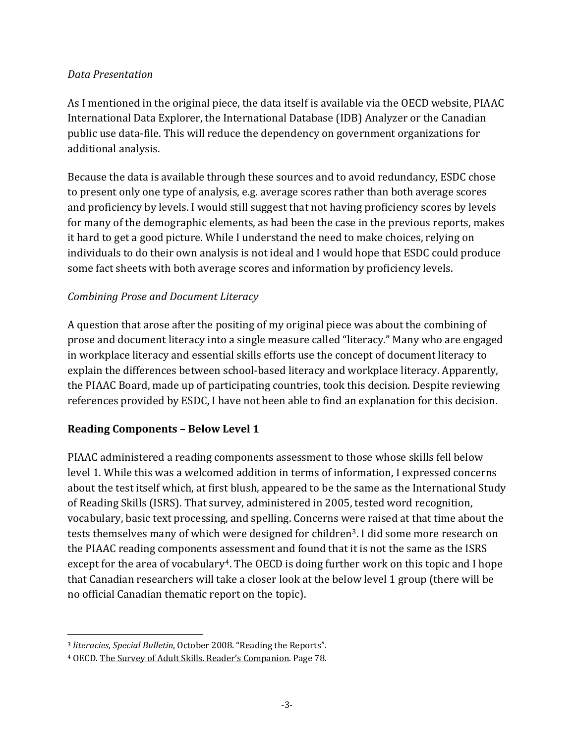*Data Presentation*

As I mentioned in the original piece, the data itself is available via the OECD website, PIAAC International Data Explorer, the International Database (IDB) Analyzer or the Canadian public use data-file. This will reduce the dependency on government organizations for additional analysis.

Because the data is available through these sources and to avoid redundancy, ESDC chose to present only one type of analysis, e.g. average scores rather than both average scores and proficiency by levels. I would still suggest that not having proficiency scores by levels for many of the demographic elements, as had been the case in the previous reports, makes it hard to get a good picture. While I understand the need to make choices, relying on individuals to do their own analysis is not ideal and I would hope that ESDC could produce some fact sheets with both average scores and information by proficiency levels.

*Combining Prose and Document Literacy*

A question that arose after the positing of my original piece was about the combining of prose and document literacy into a single measure called "literacy." Many who are engaged in workplace literacy and essential skills efforts use the concept of document literacy to explain the differences between school-based literacy and workplace literacy. Apparently, the PIAAC Board, made up of participating countries, took this decision. Despite reviewing references provided by ESDC, I have not been able to find an explanation for this decision.

**Reading Components – Below Level 1**

PIAAC administered a reading components assessment to those whose skills fell below level 1. While this was a welcomed addition in terms of information, I expressed concerns about the test itself which, at first blush, appeared to be the same as the International Study of Reading Skills (ISRS). That survey, administered in 2005, tested word recognition, vocabulary, basic text processing, and spelling. Concerns were raised at that time about the tests themselves many of which were designed for children[3]. I did some more research on the PIAAC reading components assessment and found that it is not the same as the ISRS except for the area of vocabulary[4]. The OECD is doing further work on this topic and I hope that Canadian researchers will take a closer look at the below level 1 group (there will be no official Canadian thematic report on the topic).

---

[3] *literacies, Special Bulletin*, October 2008. "Reading the Reports".

[4] OECD. The Survey of Adult Skills. Reader's Companion. Page 78.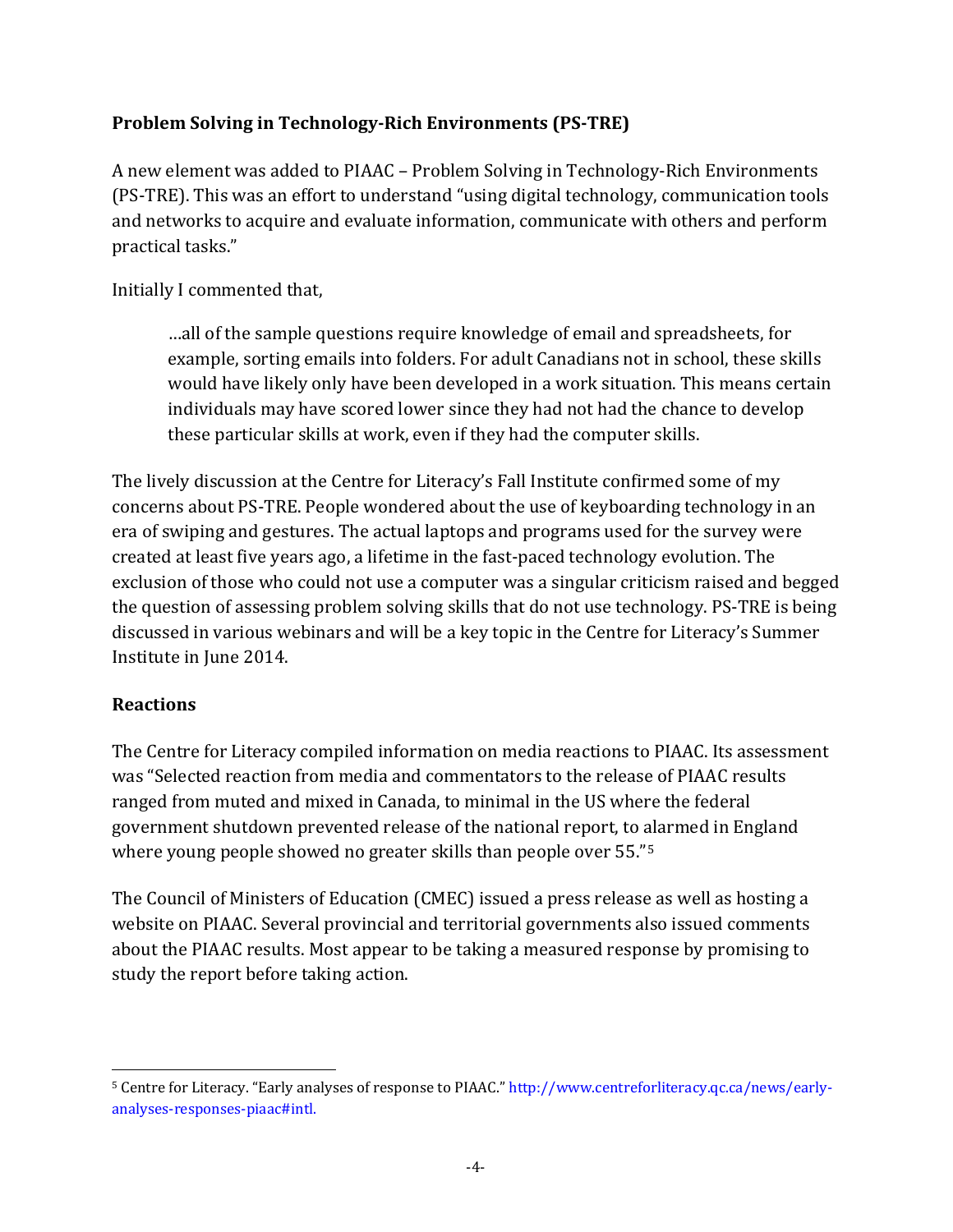**Problem Solving in Technology-Rich Environments (PS-TRE)**

A new element was added to PIAAC – Problem Solving in Technology-Rich Environments (PS-TRE). This was an effort to understand "using digital technology, communication tools and networks to acquire and evaluate information, communicate with others and perform practical tasks."

Initially I commented that,

> …all of the sample questions require knowledge of email and spreadsheets, for example, sorting emails into folders. For adult Canadians not in school, these skills would have likely only have been developed in a work situation. This means certain individuals may have scored lower since they had not had the chance to develop these particular skills at work, even if they had the computer skills.

The lively discussion at the Centre for Literacy's Fall Institute confirmed some of my concerns about PS-TRE. People wondered about the use of keyboarding technology in an era of swiping and gestures. The actual laptops and programs used for the survey were created at least five years ago, a lifetime in the fast-paced technology evolution. The exclusion of those who could not use a computer was a singular criticism raised and begged the question of assessing problem solving skills that do not use technology. PS-TRE is being discussed in various webinars and will be a key topic in the Centre for Literacy's Summer Institute in June 2014.

**Reactions**

The Centre for Literacy compiled information on media reactions to PIAAC. Its assessment was "Selected reaction from media and commentators to the release of PIAAC results ranged from muted and mixed in Canada, to minimal in the US where the federal government shutdown prevented release of the national report, to alarmed in England where young people showed no greater skills than people over 55."[5]

The Council of Ministers of Education (CMEC) issued a press release as well as hosting a website on PIAAC. Several provincial and territorial governments also issued comments about the PIAAC results. Most appear to be taking a measured response by promising to study the report before taking action.

---

[5] Centre for Literacy. "Early analyses of response to PIAAC." http://www.centreforliteracy.qc.ca/news/early-analyses-responses-piaac#intl.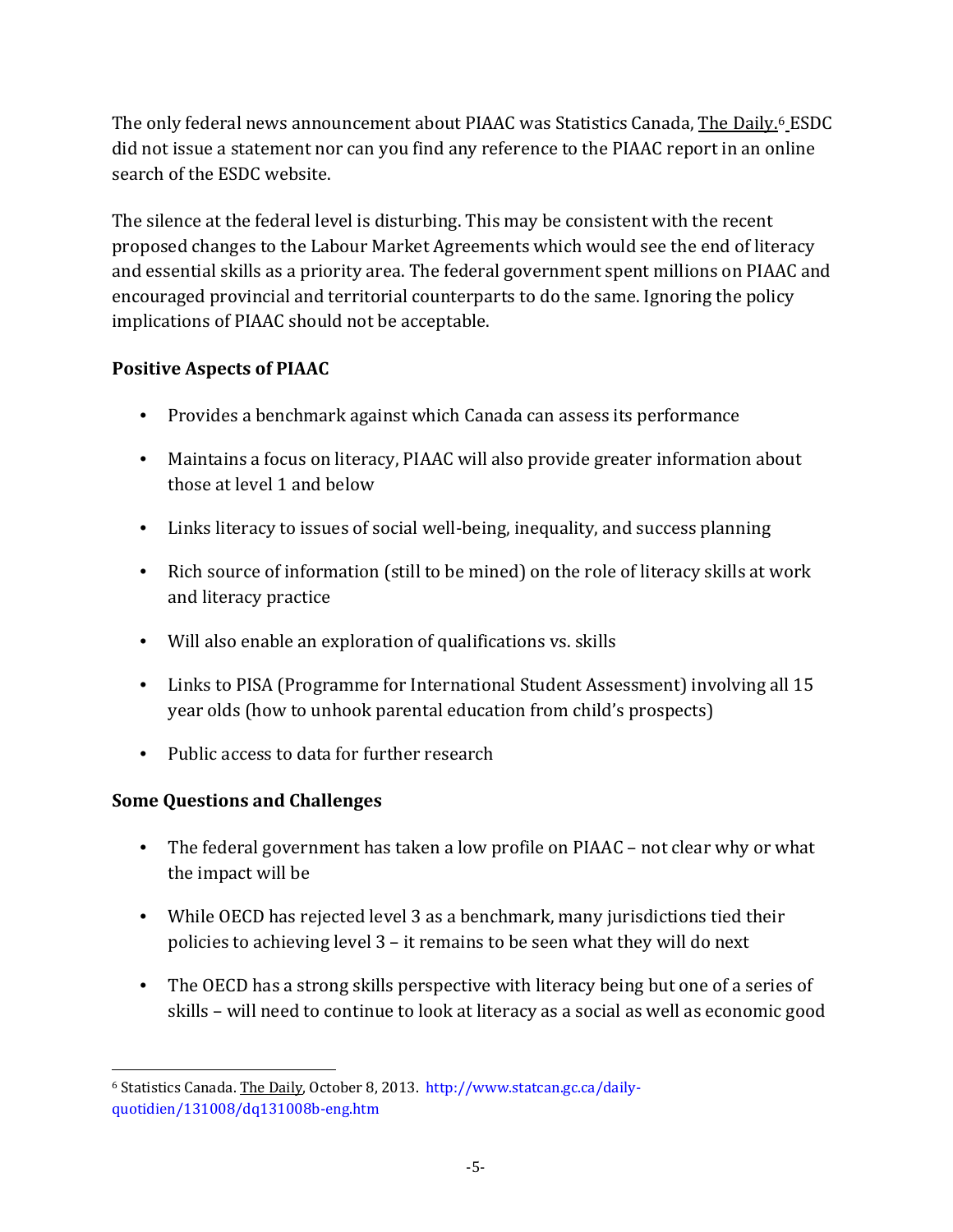The only federal news announcement about PIAAC was Statistics Canada, The Daily.[6] ESDC did not issue a statement nor can you find any reference to the PIAAC report in an online search of the ESDC website.

The silence at the federal level is disturbing. This may be consistent with the recent proposed changes to the Labour Market Agreements which would see the end of literacy and essential skills as a priority area. The federal government spent millions on PIAAC and encouraged provincial and territorial counterparts to do the same. Ignoring the policy implications of PIAAC should not be acceptable.

**Positive Aspects of PIAAC**

- Provides a benchmark against which Canada can assess its performance
- Maintains a focus on literacy, PIAAC will also provide greater information about those at level 1 and below
- Links literacy to issues of social well-being, inequality, and success planning
- Rich source of information (still to be mined) on the role of literacy skills at work and literacy practice
- Will also enable an exploration of qualifications vs. skills
- Links to PISA (Programme for International Student Assessment) involving all 15 year olds (how to unhook parental education from child's prospects)
- Public access to data for further research

**Some Questions and Challenges**

- The federal government has taken a low profile on PIAAC – not clear why or what the impact will be
- While OECD has rejected level 3 as a benchmark, many jurisdictions tied their policies to achieving level 3 – it remains to be seen what they will do next
- The OECD has a strong skills perspective with literacy being but one of a series of skills – will need to continue to look at literacy as a social as well as economic good

---

[6] Statistics Canada. The Daily, October 8, 2013. http://www.statcan.gc.ca/daily-quotidien/131008/dq131008b-eng.htm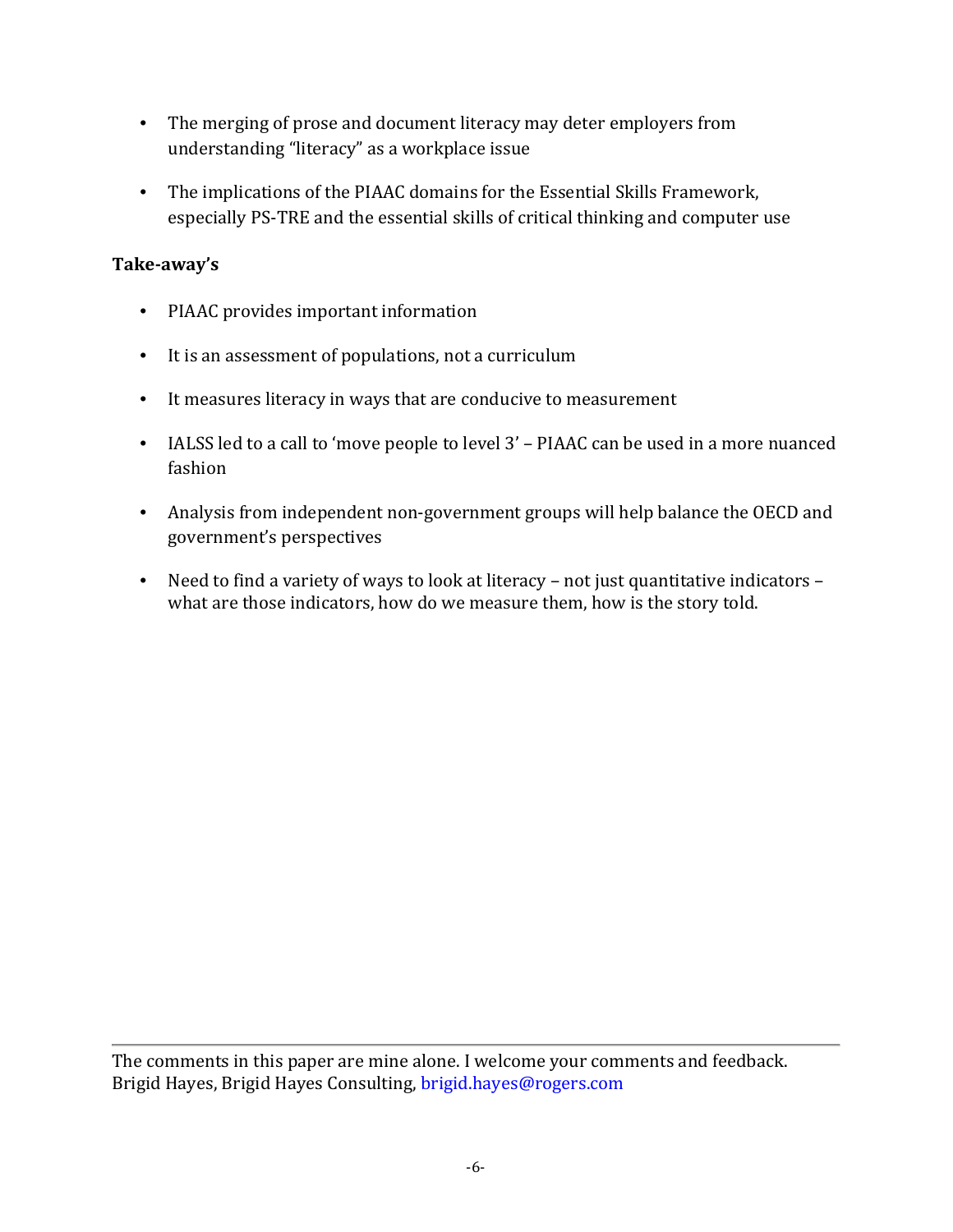- The merging of prose and document literacy may deter employers from understanding “literacy” as a workplace issue
- The implications of the PIAAC domains for the Essential Skills Framework, especially PS-TRE and the essential skills of critical thinking and computer use

**Take-away's**

- PIAAC provides important information
- It is an assessment of populations, not a curriculum
- It measures literacy in ways that are conducive to measurement
- IALSS led to a call to ‘move people to level 3’ – PIAAC can be used in a more nuanced fashion
- Analysis from independent non-government groups will help balance the OECD and government's perspectives
- Need to find a variety of ways to look at literacy – not just quantitative indicators – what are those indicators, how do we measure them, how is the story told.

---

The comments in this paper are mine alone. I welcome your comments and feedback.
Brigid Hayes, Brigid Hayes Consulting, brigid.hayes@rogers.com